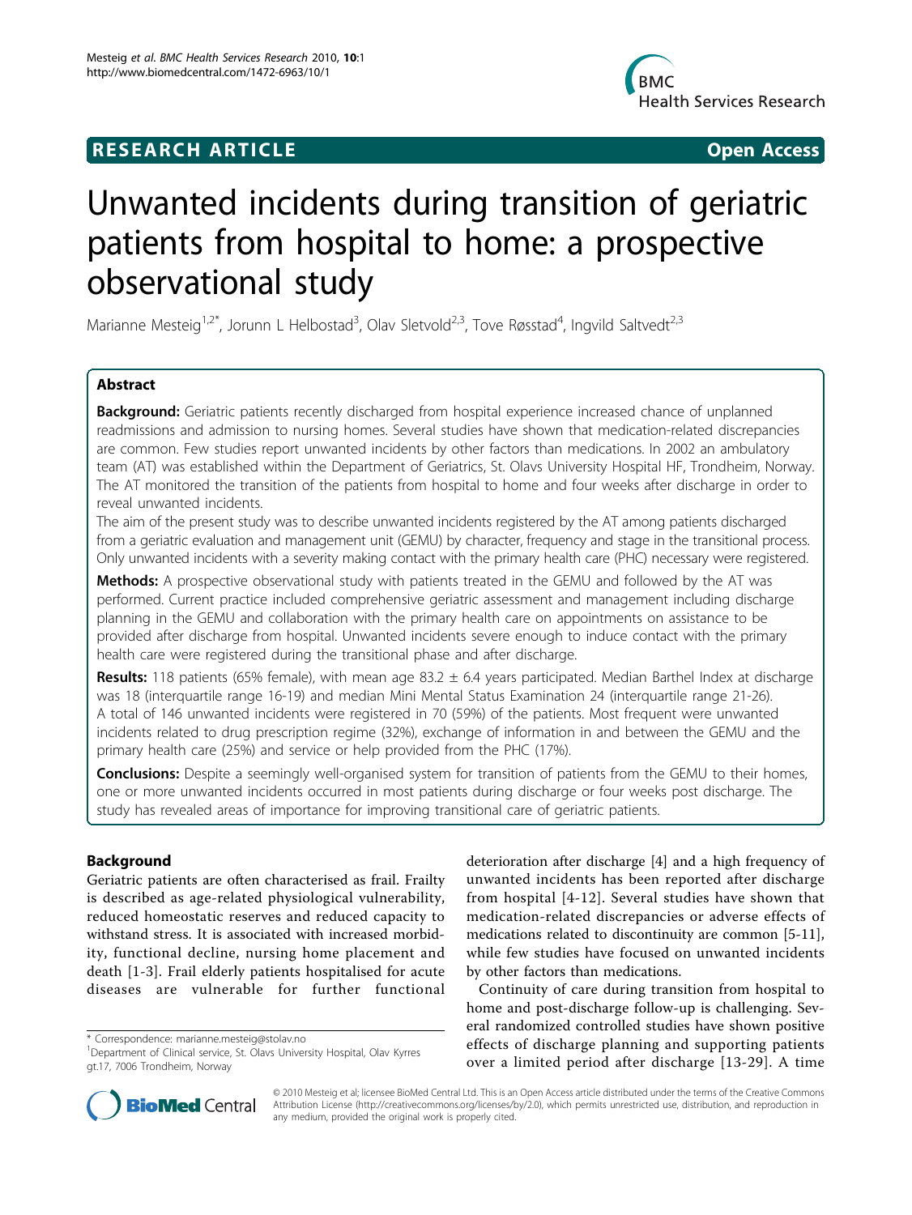# RESEARCH ARTICLE Open Access

# Unwanted incidents during transition of geriatric patients from hospital to home: a prospective observational study

Marianne Mesteig[1,2*], Jorunn L Helbostad[3], Olav Sletvold[2,3], Tove Røsstad[4], Ingvild Saltvedt[2,3]

## Abstract

**Background:** Geriatric patients recently discharged from hospital experience increased chance of unplanned readmissions and admission to nursing homes. Several studies have shown that medication-related discrepancies are common. Few studies report unwanted incidents by other factors than medications. In 2002 an ambulatory team (AT) was established within the Department of Geriatrics, St. Olavs University Hospital HF, Trondheim, Norway. The AT monitored the transition of the patients from hospital to home and four weeks after discharge in order to reveal unwanted incidents.

The aim of the present study was to describe unwanted incidents registered by the AT among patients discharged from a geriatric evaluation and management unit (GEMU) by character, frequency and stage in the transitional process. Only unwanted incidents with a severity making contact with the primary health care (PHC) necessary were registered.

**Methods:** A prospective observational study with patients treated in the GEMU and followed by the AT was performed. Current practice included comprehensive geriatric assessment and management including discharge planning in the GEMU and collaboration with the primary health care on appointments on assistance to be provided after discharge from hospital. Unwanted incidents severe enough to induce contact with the primary health care were registered during the transitional phase and after discharge.

**Results:** 118 patients (65% female), with mean age 83.2 ± 6.4 years participated. Median Barthel Index at discharge was 18 (interquartile range 16-19) and median Mini Mental Status Examination 24 (interquartile range 21-26). A total of 146 unwanted incidents were registered in 70 (59%) of the patients. Most frequent were unwanted incidents related to drug prescription regime (32%), exchange of information in and between the GEMU and the primary health care (25%) and service or help provided from the PHC (17%).

**Conclusions:** Despite a seemingly well-organised system for transition of patients from the GEMU to their homes, one or more unwanted incidents occurred in most patients during discharge or four weeks post discharge. The study has revealed areas of importance for improving transitional care of geriatric patients.

## Background

Geriatric patients are often characterised as frail. Frailty is described as age-related physiological vulnerability, reduced homeostatic reserves and reduced capacity to withstand stress. It is associated with increased morbidity, functional decline, nursing home placement and death [1-3]. Frail elderly patients hospitalised for acute diseases are vulnerable for further functional deterioration after discharge [4] and a high frequency of unwanted incidents has been reported after discharge from hospital [4-12]. Several studies have shown that medication-related discrepancies or adverse effects of medications related to discontinuity are common [5-11], while few studies have focused on unwanted incidents by other factors than medications.

Continuity of care during transition from hospital to home and post-discharge follow-up is challenging. Several randomized controlled studies have shown positive effects of discharge planning and supporting patients over a limited period after discharge [13-29]. A time

\* Correspondence: marianne.mesteig@stolav.no

[1]Department of Clinical service, St. Olavs University Hospital, Olav Kyrres gt.17, 7006 Trondheim, Norway

© 2010 Mesteig et al; licensee BioMed Central Ltd. This is an Open Access article distributed under the terms of the Creative Commons Attribution License (http://creativecommons.org/licenses/by/2.0), which permits unrestricted use, distribution, and reproduction in any medium, provided the original work is properly cited.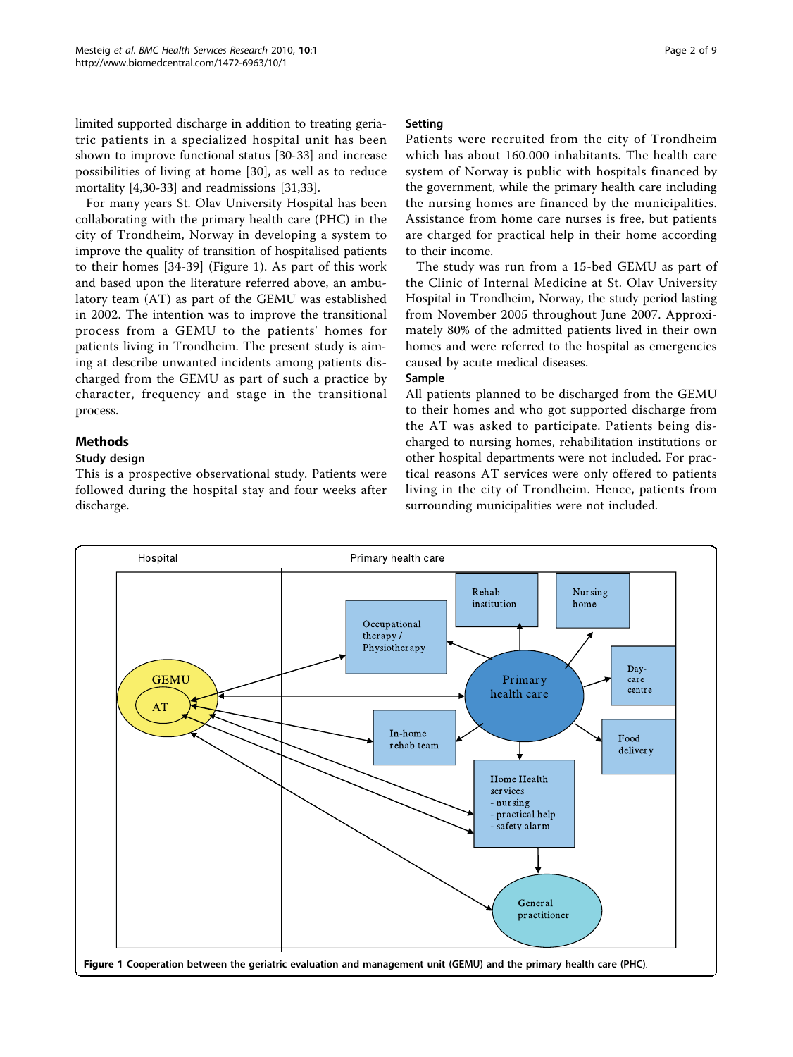limited supported discharge in addition to treating geriatric patients in a specialized hospital unit has been shown to improve functional status [30-33] and increase possibilities of living at home [30], as well as to reduce mortality [4,30-33] and readmissions [31,33].

For many years St. Olav University Hospital has been collaborating with the primary health care (PHC) in the city of Trondheim, Norway in developing a system to improve the quality of transition of hospitalised patients to their homes [34-39] (Figure 1). As part of this work and based upon the literature referred above, an ambulatory team (AT) as part of the GEMU was established in 2002. The intention was to improve the transitional process from a GEMU to the patients' homes for patients living in Trondheim. The present study is aiming at describe unwanted incidents among patients discharged from the GEMU as part of such a practice by character, frequency and stage in the transitional process.

## Methods

### Study design

This is a prospective observational study. Patients were followed during the hospital stay and four weeks after discharge.

### Setting

Patients were recruited from the city of Trondheim which has about 160.000 inhabitants. The health care system of Norway is public with hospitals financed by the government, while the primary health care including the nursing homes are financed by the municipalities. Assistance from home care nurses is free, but patients are charged for practical help in their home according to their income.

The study was run from a 15-bed GEMU as part of the Clinic of Internal Medicine at St. Olav University Hospital in Trondheim, Norway, the study period lasting from November 2005 throughout June 2007. Approximately 80% of the admitted patients lived in their own homes and were referred to the hospital as emergencies caused by acute medical diseases.

### Sample

All patients planned to be discharged from the GEMU to their homes and who got supported discharge from the AT was asked to participate. Patients being discharged to nursing homes, rehabilitation institutions or other hospital departments were not included. For practical reasons AT services were only offered to patients living in the city of Trondheim. Hence, patients from surrounding municipalities were not included.

Hospital

Primary health care

GEMU

AT

Occupational therapy / Physiotherapy

Rehab institution

Nursing home

Primary health care

Day-care centre

In-home rehab team

Food delivery

Home Health services
- nursing
- practical help
- safety alarm

General practitioner

**Figure 1 Cooperation between the geriatric evaluation and management unit (GEMU) and the primary health care (PHC)**.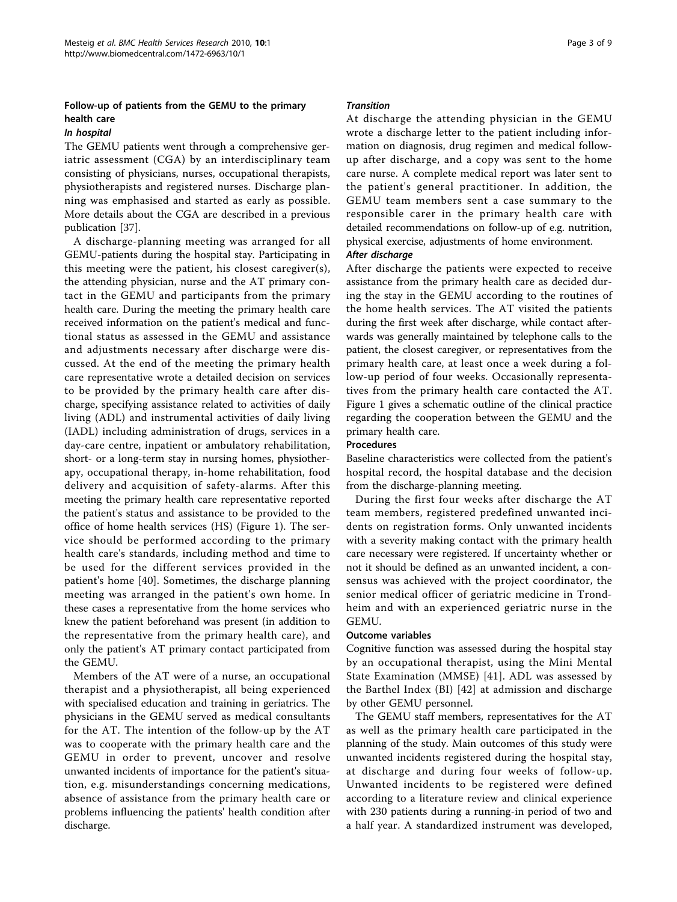## Follow-up of patients from the GEMU to the primary health care

### *In hospital*

The GEMU patients went through a comprehensive geriatric assessment (CGA) by an interdisciplinary team consisting of physicians, nurses, occupational therapists, physiotherapists and registered nurses. Discharge planning was emphasised and started as early as possible. More details about the CGA are described in a previous publication [37].

A discharge-planning meeting was arranged for all GEMU-patients during the hospital stay. Participating in this meeting were the patient, his closest caregiver(s), the attending physician, nurse and the AT primary contact in the GEMU and participants from the primary health care. During the meeting the primary health care received information on the patient's medical and functional status as assessed in the GEMU and assistance and adjustments necessary after discharge were discussed. At the end of the meeting the primary health care representative wrote a detailed decision on services to be provided by the primary health care after discharge, specifying assistance related to activities of daily living (ADL) and instrumental activities of daily living (IADL) including administration of drugs, services in a day-care centre, inpatient or ambulatory rehabilitation, short- or a long-term stay in nursing homes, physiotherapy, occupational therapy, in-home rehabilitation, food delivery and acquisition of safety-alarms. After this meeting the primary health care representative reported the patient's status and assistance to be provided to the office of home health services (HS) (Figure 1). The service should be performed according to the primary health care's standards, including method and time to be used for the different services provided in the patient's home [40]. Sometimes, the discharge planning meeting was arranged in the patient's own home. In these cases a representative from the home services who knew the patient beforehand was present (in addition to the representative from the primary health care), and only the patient's AT primary contact participated from the GEMU.

Members of the AT were of a nurse, an occupational therapist and a physiotherapist, all being experienced with specialised education and training in geriatrics. The physicians in the GEMU served as medical consultants for the AT. The intention of the follow-up by the AT was to cooperate with the primary health care and the GEMU in order to prevent, uncover and resolve unwanted incidents of importance for the patient's situation, e.g. misunderstandings concerning medications, absence of assistance from the primary health care or problems influencing the patients' health condition after discharge.

### *Transition*

At discharge the attending physician in the GEMU wrote a discharge letter to the patient including information on diagnosis, drug regimen and medical follow-up after discharge, and a copy was sent to the home care nurse. A complete medical report was later sent to the patient's general practitioner. In addition, the GEMU team members sent a case summary to the responsible carer in the primary health care with detailed recommendations on follow-up of e.g. nutrition, physical exercise, adjustments of home environment.

### *After discharge*

After discharge the patients were expected to receive assistance from the primary health care as decided during the stay in the GEMU according to the routines of the home health services. The AT visited the patients during the first week after discharge, while contact afterwards was generally maintained by telephone calls to the patient, the closest caregiver, or representatives from the primary health care, at least once a week during a follow-up period of four weeks. Occasionally representatives from the primary health care contacted the AT. Figure 1 gives a schematic outline of the clinical practice regarding the cooperation between the GEMU and the primary health care.

## Procedures

Baseline characteristics were collected from the patient's hospital record, the hospital database and the decision from the discharge-planning meeting.

During the first four weeks after discharge the AT team members, registered predefined unwanted incidents on registration forms. Only unwanted incidents with a severity making contact with the primary health care necessary were registered. If uncertainty whether or not it should be defined as an unwanted incident, a consensus was achieved with the project coordinator, the senior medical officer of geriatric medicine in Trondheim and with an experienced geriatric nurse in the GEMU.

## Outcome variables

Cognitive function was assessed during the hospital stay by an occupational therapist, using the Mini Mental State Examination (MMSE) [41]. ADL was assessed by the Barthel Index (BI) [42] at admission and discharge by other GEMU personnel.

The GEMU staff members, representatives for the AT as well as the primary health care participated in the planning of the study. Main outcomes of this study were unwanted incidents registered during the hospital stay, at discharge and during four weeks of follow-up. Unwanted incidents to be registered were defined according to a literature review and clinical experience with 230 patients during a running-in period of two and a half year. A standardized instrument was developed,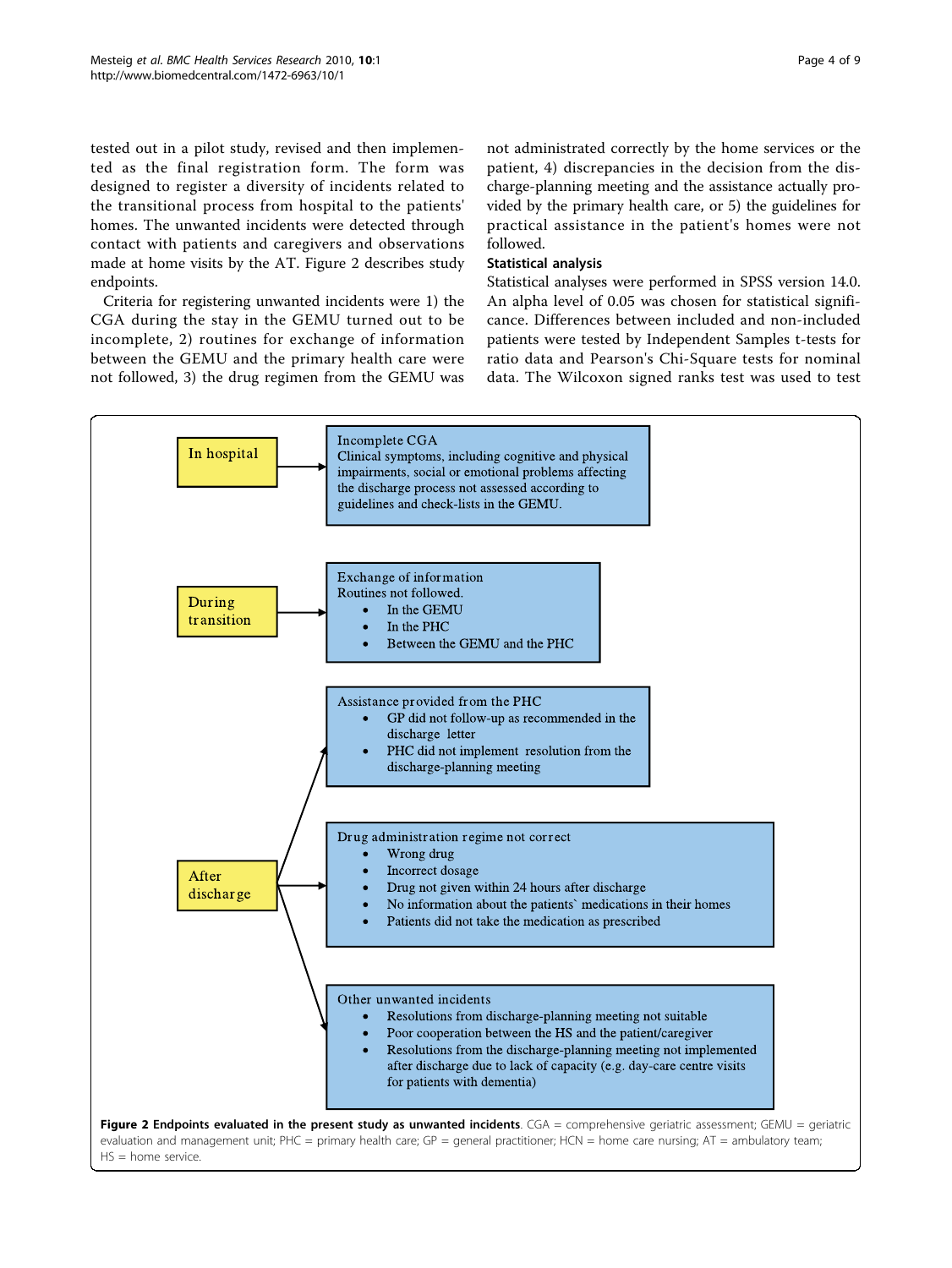tested out in a pilot study, revised and then implemented as the final registration form. The form was designed to register a diversity of incidents related to the transitional process from hospital to the patients' homes. The unwanted incidents were detected through contact with patients and caregivers and observations made at home visits by the AT. Figure 2 describes study endpoints.

Criteria for registering unwanted incidents were 1) the CGA during the stay in the GEMU turned out to be incomplete, 2) routines for exchange of information between the GEMU and the primary health care were not followed, 3) the drug regimen from the GEMU was not administrated correctly by the home services or the patient, 4) discrepancies in the decision from the discharge-planning meeting and the assistance actually provided by the primary health care, or 5) the guidelines for practical assistance in the patient's homes were not followed.

### Statistical analysis

Statistical analyses were performed in SPSS version 14.0. An alpha level of 0.05 was chosen for statistical significance. Differences between included and non-included patients were tested by Independent Samples t-tests for ratio data and Pearson's Chi-Square tests for nominal data. The Wilcoxon signed ranks test was used to test

In hospital

Incomplete CGA
Clinical symptoms, including cognitive and physical impairments, social or emotional problems affecting the discharge process not assessed according to guidelines and check-lists in the GEMU.

During transition

Exchange of information
Routines not followed.
- In the GEMU
- In the PHC
- Between the GEMU and the PHC

After discharge

Assistance provided from the PHC
- GP did not follow-up as recommended in the discharge letter
- PHC did not implement resolution from the discharge-planning meeting

Drug administration regime not correct
- Wrong drug
- Incorrect dosage
- Drug not given within 24 hours after discharge
- No information about the patients` medications in their homes
- Patients did not take the medication as prescribed

Other unwanted incidents
- Resolutions from discharge-planning meeting not suitable
- Poor cooperation between the HS and the patient/caregiver
- Resolutions from the discharge-planning meeting not implemented after discharge due to lack of capacity (e.g. day-care centre visits for patients with dementia)

**Figure 2 Endpoints evaluated in the present study as unwanted incidents**. CGA = comprehensive geriatric assessment; GEMU = geriatric evaluation and management unit; PHC = primary health care; GP = general practitioner; HCN = home care nursing; AT = ambulatory team; HS = home service.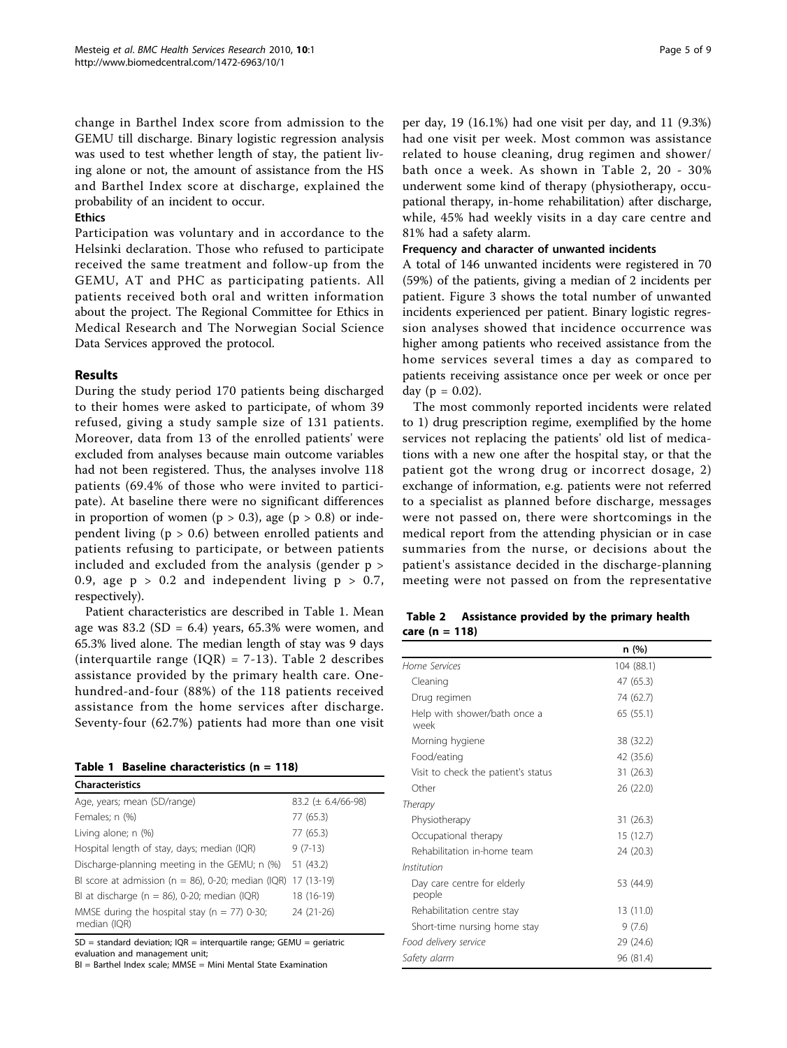change in Barthel Index score from admission to the GEMU till discharge. Binary logistic regression analysis was used to test whether length of stay, the patient living alone or not, the amount of assistance from the HS and Barthel Index score at discharge, explained the probability of an incident to occur.

### Ethics

Participation was voluntary and in accordance to the Helsinki declaration. Those who refused to participate received the same treatment and follow-up from the GEMU, AT and PHC as participating patients. All patients received both oral and written information about the project. The Regional Committee for Ethics in Medical Research and The Norwegian Social Science Data Services approved the protocol.

## Results

During the study period 170 patients being discharged to their homes were asked to participate, of whom 39 refused, giving a study sample size of 131 patients. Moreover, data from 13 of the enrolled patients' were excluded from analyses because main outcome variables had not been registered. Thus, the analyses involve 118 patients (69.4% of those who were invited to participate). At baseline there were no significant differences in proportion of women ($p > 0.3$), age ($p > 0.8$) or independent living ($p > 0.6$) between enrolled patients and patients refusing to participate, or between patients included and excluded from the analysis (gender $p > 0.9$, age $p > 0.2$ and independent living $p > 0.7$, respectively).

Patient characteristics are described in Table 1. Mean age was 83.2 (SD = 6.4) years, 65.3% were women, and 65.3% lived alone. The median length of stay was 9 days (interquartile range (IQR) = 7-13). Table 2 describes assistance provided by the primary health care. One-hundred-and-four (88%) of the 118 patients received assistance from the home services after discharge. Seventy-four (62.7%) patients had more than one visit per day, 19 (16.1%) had one visit per day, and 11 (9.3%) had one visit per week. Most common was assistance related to house cleaning, drug regimen and shower/bath once a week. As shown in Table 2, 20 - 30% underwent some kind of therapy (physiotherapy, occupational therapy, in-home rehabilitation) after discharge, while, 45% had weekly visits in a day care centre and 81% had a safety alarm.

**Table 1 Baseline characteristics (n = 118)**

| Characteristics | |
|---|---|
| Age, years; mean (SD/range) | 83.2 (± 6.4/66-98) |
| Females; n (%) | 77 (65.3) |
| Living alone; n (%) | 77 (65.3) |
| Hospital length of stay, days; median (IQR) | 9 (7-13) |
| Discharge-planning meeting in the GEMU; n (%) | 51 (43.2) |
| BI score at admission (n = 86), 0-20; median (IQR) | 17 (13-19) |
| BI at discharge (n = 86), 0-20; median (IQR) | 18 (16-19) |
| MMSE during the hospital stay (n = 77) 0-30; median (IQR) | 24 (21-26) |

SD = standard deviation; IQR = interquartile range; GEMU = geriatric evaluation and management unit;
BI = Barthel Index scale; MMSE = Mini Mental State Examination

### Frequency and character of unwanted incidents

A total of 146 unwanted incidents were registered in 70 (59%) of the patients, giving a median of 2 incidents per patient. Figure 3 shows the total number of unwanted incidents experienced per patient. Binary logistic regression analyses showed that incidence occurrence was higher among patients who received assistance from the home services several times a day as compared to patients receiving assistance once per week or once per day ($p = 0.02$).

The most commonly reported incidents were related to 1) drug prescription regime, exemplified by the home services not replacing the patients' old list of medications with a new one after the hospital stay, or that the patient got the wrong drug or incorrect dosage, 2) exchange of information, e.g. patients were not referred to a specialist as planned before discharge, messages were not passed on, there were shortcomings in the medical report from the attending physician or in case summaries from the nurse, or decisions about the patient's assistance decided in the discharge-planning meeting were not passed on from the representative

**Table 2 Assistance provided by the primary health care (n = 118)**

| | n (%) |
|---|---|
| *Home Services* | 104 (88.1) |
| Cleaning | 47 (65.3) |
| Drug regimen | 74 (62.7) |
| Help with shower/bath once a week | 65 (55.1) |
| Morning hygiene | 38 (32.2) |
| Food/eating | 42 (35.6) |
| Visit to check the patient's status | 31 (26.3) |
| Other | 26 (22.0) |
| *Therapy* | |
| Physiotherapy | 31 (26.3) |
| Occupational therapy | 15 (12.7) |
| Rehabilitation in-home team | 24 (20.3) |
| *Institution* | |
| Day care centre for elderly people | 53 (44.9) |
| Rehabilitation centre stay | 13 (11.0) |
| Short-time nursing home stay | 9 (7.6) |
| *Food delivery service* | 29 (24.6) |
| *Safety alarm* | 96 (81.4) |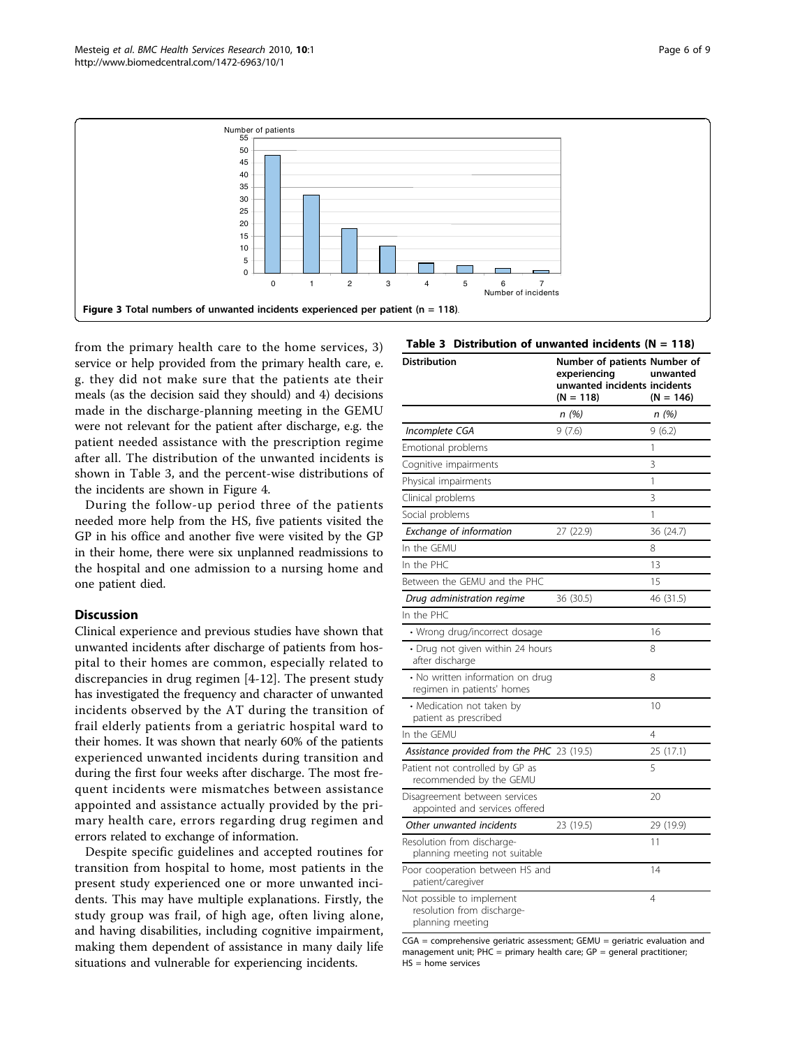Number of patients

55

50

45

40

35

30

25

20

15

10

5

0

0 1 2 3 4 5 6 7

Number of incidents

**Figure 3 Total numbers of unwanted incidents experienced per patient (n = 118)**.

from the primary health care to the home services, 3) service or help provided from the primary health care, e. g. they did not make sure that the patients ate their meals (as the decision said they should) and 4) decisions made in the discharge-planning meeting in the GEMU were not relevant for the patient after discharge, e.g. the patient needed assistance with the prescription regime after all. The distribution of the unwanted incidents is shown in Table 3, and the percent-wise distributions of the incidents are shown in Figure 4.

During the follow-up period three of the patients needed more help from the HS, five patients visited the GP in his office and another five were visited by the GP in their home, there were six unplanned readmissions to the hospital and one admission to a nursing home and one patient died.

**Table 3 Distribution of unwanted incidents (N = 118)**

| Distribution | Number of patients experiencing unwanted incidents (N = 118) | Number of unwanted incidents (N = 146) |
|---|---|---|
| | *n (%)* | *n (%)* |
| *Incomplete CGA* | 9 (7.6) | 9 (6.2) |
| Emotional problems | | 1 |
| Cognitive impairments | | 3 |
| Physical impairments | | 1 |
| Clinical problems | | 3 |
| Social problems | | 1 |
| *Exchange of information* | 27 (22.9) | 36 (24.7) |
| In the GEMU | | 8 |
| In the PHC | | 13 |
| Between the GEMU and the PHC | | 15 |
| *Drug administration regime* | 36 (30.5) | 46 (31.5) |
| In the PHC | | |
| • Wrong drug/incorrect dosage | | 16 |
| • Drug not given within 24 hours after discharge | | 8 |
| • No written information on drug regimen in patients' homes | | 8 |
| • Medication not taken by patient as prescribed | | 10 |
| In the GEMU | | 4 |
| *Assistance provided from the PHC* | 23 (19.5) | 25 (17.1) |
| Patient not controlled by GP as recommended by the GEMU | | 5 |
| Disagreement between services appointed and services offered | | 20 |
| *Other unwanted incidents* | 23 (19.5) | 29 (19.9) |
| Resolution from discharge-planning meeting not suitable | | 11 |
| Poor cooperation between HS and patient/caregiver | | 14 |
| Not possible to implement resolution from discharge-planning meeting | | 4 |

CGA = comprehensive geriatric assessment; GEMU = geriatric evaluation and management unit; PHC = primary health care; GP = general practitioner; HS = home services

## Discussion

Clinical experience and previous studies have shown that unwanted incidents after discharge of patients from hospital to their homes are common, especially related to discrepancies in drug regimen [4-12]. The present study has investigated the frequency and character of unwanted incidents observed by the AT during the transition of frail elderly patients from a geriatric hospital ward to their homes. It was shown that nearly 60% of the patients experienced unwanted incidents during transition and during the first four weeks after discharge. The most frequent incidents were mismatches between assistance appointed and assistance actually provided by the primary health care, errors regarding drug regimen and errors related to exchange of information.

Despite specific guidelines and accepted routines for transition from hospital to home, most patients in the present study experienced one or more unwanted incidents. This may have multiple explanations. Firstly, the study group was frail, of high age, often living alone, and having disabilities, including cognitive impairment, making them dependent of assistance in many daily life situations and vulnerable for experiencing incidents.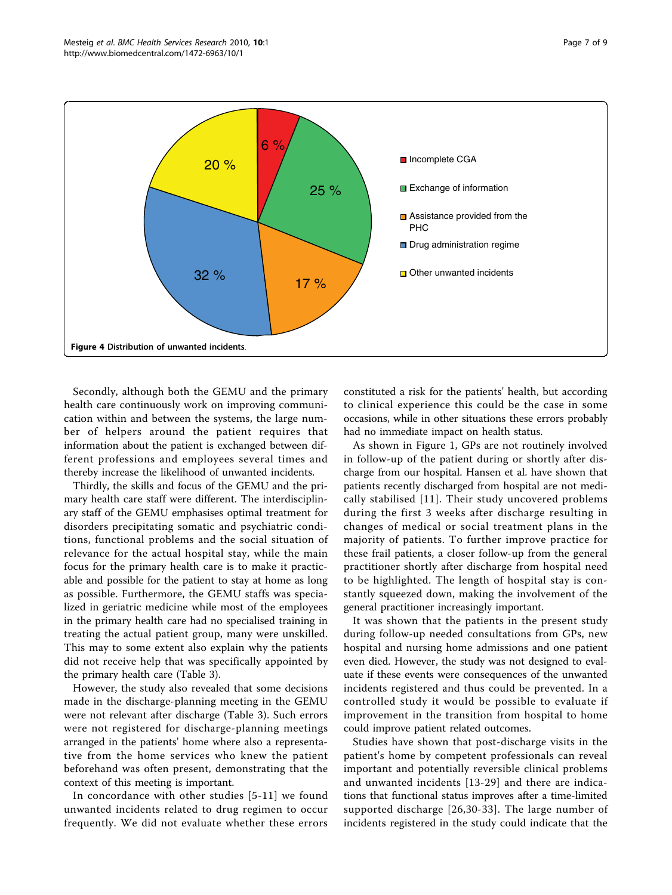6 %

25 %

17 %

32 %

20 %

Incomplete CGA

Exchange of information

Assistance provided from the PHC

Drug administration regime

Other unwanted incidents

**Figure 4 Distribution of unwanted incidents**.

Secondly, although both the GEMU and the primary health care continuously work on improving communication within and between the systems, the large number of helpers around the patient requires that information about the patient is exchanged between different professions and employees several times and thereby increase the likelihood of unwanted incidents.

Thirdly, the skills and focus of the GEMU and the primary health care staff were different. The interdisciplinary staff of the GEMU emphasises optimal treatment for disorders precipitating somatic and psychiatric conditions, functional problems and the social situation of relevance for the actual hospital stay, while the main focus for the primary health care is to make it practicable and possible for the patient to stay at home as long as possible. Furthermore, the GEMU staffs was specialized in geriatric medicine while most of the employees in the primary health care had no specialised training in treating the actual patient group, many were unskilled. This may to some extent also explain why the patients did not receive help that was specifically appointed by the primary health care (Table 3).

However, the study also revealed that some decisions made in the discharge-planning meeting in the GEMU were not relevant after discharge (Table 3). Such errors were not registered for discharge-planning meetings arranged in the patients' home where also a representative from the home services who knew the patient beforehand was often present, demonstrating that the context of this meeting is important.

In concordance with other studies [5-11] we found unwanted incidents related to drug regimen to occur frequently. We did not evaluate whether these errors constituted a risk for the patients' health, but according to clinical experience this could be the case in some occasions, while in other situations these errors probably had no immediate impact on health status.

As shown in Figure 1, GPs are not routinely involved in follow-up of the patient during or shortly after discharge from our hospital. Hansen et al. have shown that patients recently discharged from hospital are not medically stabilised [11]. Their study uncovered problems during the first 3 weeks after discharge resulting in changes of medical or social treatment plans in the majority of patients. To further improve practice for these frail patients, a closer follow-up from the general practitioner shortly after discharge from hospital need to be highlighted. The length of hospital stay is constantly squeezed down, making the involvement of the general practitioner increasingly important.

It was shown that the patients in the present study during follow-up needed consultations from GPs, new hospital and nursing home admissions and one patient even died. However, the study was not designed to evaluate if these events were consequences of the unwanted incidents registered and thus could be prevented. In a controlled study it would be possible to evaluate if improvement in the transition from hospital to home could improve patient related outcomes.

Studies have shown that post-discharge visits in the patient's home by competent professionals can reveal important and potentially reversible clinical problems and unwanted incidents [13-29] and there are indications that functional status improves after a time-limited supported discharge [26,30-33]. The large number of incidents registered in the study could indicate that the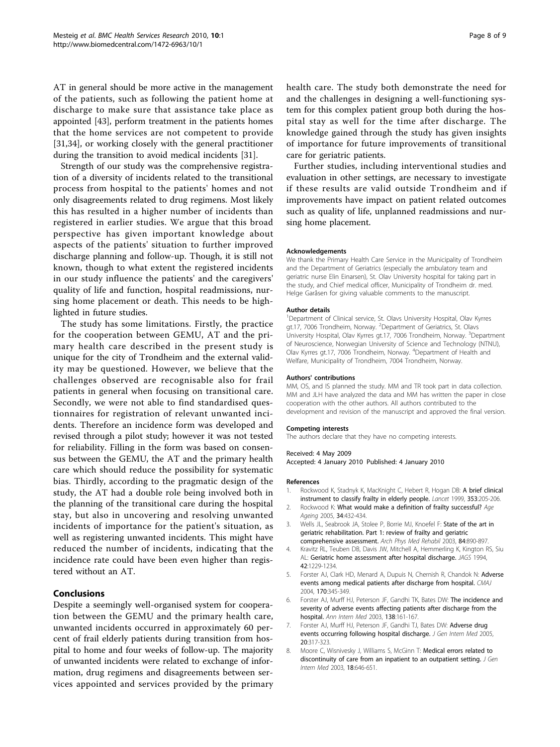AT in general should be more active in the management of the patients, such as following the patient home at discharge to make sure that assistance take place as appointed [43], perform treatment in the patients homes that the home services are not competent to provide [31,34], or working closely with the general practitioner during the transition to avoid medical incidents [31].

Strength of our study was the comprehensive registration of a diversity of incidents related to the transitional process from hospital to the patients' homes and not only disagreements related to drug regimens. Most likely this has resulted in a higher number of incidents than registered in earlier studies. We argue that this broad perspective has given important knowledge about aspects of the patients' situation to further improved discharge planning and follow-up. Though, it is still not known, though to what extent the registered incidents in our study influence the patients' and the caregivers' quality of life and function, hospital readmissions, nursing home placement or death. This needs to be highlighted in future studies.

The study has some limitations. Firstly, the practice for the cooperation between GEMU, AT and the primary health care described in the present study is unique for the city of Trondheim and the external validity may be questioned. However, we believe that the challenges observed are recognisable also for frail patients in general when focusing on transitional care. Secondly, we were not able to find standardised questionnaires for registration of relevant unwanted incidents. Therefore an incidence form was developed and revised through a pilot study; however it was not tested for reliability. Filling in the form was based on consensus between the GEMU, the AT and the primary health care which should reduce the possibility for systematic bias. Thirdly, according to the pragmatic design of the study, the AT had a double role being involved both in the planning of the transitional care during the hospital stay, but also in uncovering and resolving unwanted incidents of importance for the patient's situation, as well as registering unwanted incidents. This might have reduced the number of incidents, indicating that the incidence rate could have been even higher than registered without an AT.

## Conclusions

Despite a seemingly well-organised system for cooperation between the GEMU and the primary health care, unwanted incidents occurred in approximately 60 percent of frail elderly patients during transition from hospital to home and four weeks of follow-up. The majority of unwanted incidents were related to exchange of information, drug regimens and disagreements between services appointed and services provided by the primary health care. The study both demonstrate the need for and the challenges in designing a well-functioning system for this complex patient group both during the hospital stay as well for the time after discharge. The knowledge gained through the study has given insights of importance for future improvements of transitional care for geriatric patients.

Further studies, including interventional studies and evaluation in other settings, are necessary to investigate if these results are valid outside Trondheim and if improvements have impact on patient related outcomes such as quality of life, unplanned readmissions and nursing home placement.

#### Acknowledgements

We thank the Primary Health Care Service in the Municipality of Trondheim and the Department of Geriatrics (especially the ambulatory team and geriatric nurse Elin Einarsen), St. Olav University hospital for taking part in the study, and Chief medical officer, Municipality of Trondheim dr. med. Helge Garåsen for giving valuable comments to the manuscript.

#### Author details

[1]Department of Clinical service, St. Olavs University Hospital, Olav Kyrres gt.17, 7006 Trondheim, Norway. [2]Department of Geriatrics, St. Olavs University Hospital, Olav Kyrres gt.17, 7006 Trondheim, Norway. [3]Department of Neuroscience, Norwegian University of Science and Technology (NTNU), Olav Kyrres gt.17, 7006 Trondheim, Norway. [4]Department of Health and Welfare, Municipality of Trondheim, 7004 Trondheim, Norway.

#### Authors' contributions

MM, OS, and IS planned the study. MM and TR took part in data collection. MM and JLH have analyzed the data and MM has written the paper in close cooperation with the other authors. All authors contributed to the development and revision of the manuscript and approved the final version.

#### Competing interests

The authors declare that they have no competing interests.

Received: 4 May 2009
Accepted: 4 January 2010 Published: 4 January 2010

#### References

1. Rockwood K, Stadnyk K, MacKnight C, Hebert R, Hogan DB: A brief clinical instrument to classify frailty in elderly people. *Lancet* 1999, **353**:205-206.
2. Rockwood K: What would make a definition of frailty successful? *Age Ageing* 2005, **34**:432-434.
3. Wells JL, Seabrook JA, Stolee P, Borrie MJ, Knoefel F: State of the art in geriatric rehabilitation. Part 1: review of frailty and geriatric comprehensive assessment. *Arch Phys Med Rehabil* 2003, **84**:890-897.
4. Kravitz RL, Teuben DB, Davis JW, Mitchell A, Hemmerling K, Kington RS, Siu AL: Geriatric home assessment after hospital discharge. *JAGS* 1994, **42**:1229-1234.
5. Forster AJ, Clark HD, Menard A, Dupuis N, Chernish R, Chandok N: Adverse events among medical patients after discharge from hospital. *CMAJ* 2004, **170**:345-349.
6. Forster AJ, Murff HJ, Peterson JF, Gandhi TK, Bates DW: The incidence and severity of adverse events affecting patients after discharge from the hospital. *Ann Intern Med* 2003, **138**:161-167.
7. Forster AJ, Murff HJ, Peterson JF, Gandhi TJ, Bates DW: Adverse drug events occurring following hospital discharge. *J Gen Intern Med* 2005, **20**:317-323.
8. Moore C, Wisnivesky J, Williams S, McGinn T: Medical errors related to discontinuity of care from an inpatient to an outpatient setting. *J Gen Intern Med* 2003, **18**:646-651.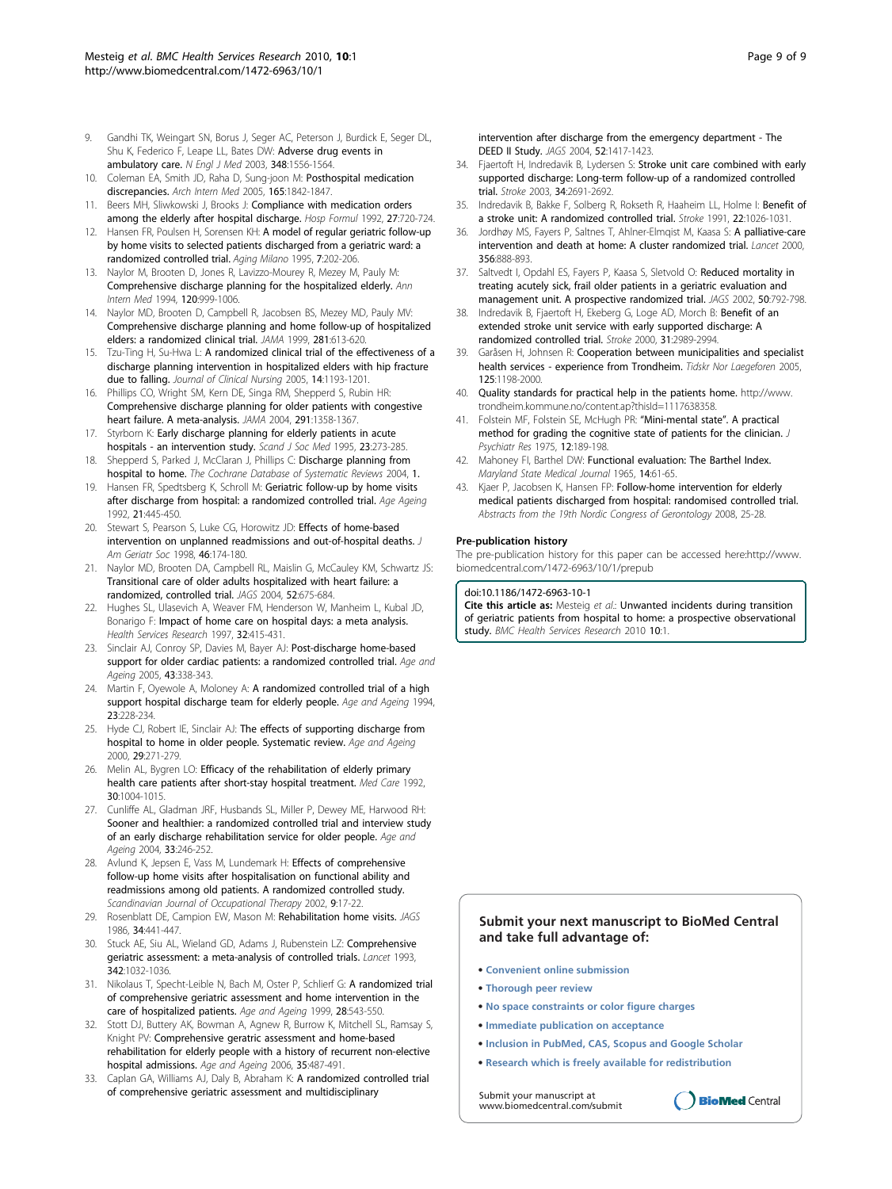9. Gandhi TK, Weingart SN, Borus J, Seger AC, Peterson J, Burdick E, Seger DL, Shu K, Federico F, Leape LL, Bates DW: **Adverse drug events in ambulatory care.** *N Engl J Med* 2003, **348**:1556-1564.
10. Coleman EA, Smith JD, Raha D, Sung-joon M: **Posthospital medication discrepancies.** *Arch Intern Med* 2005, **165**:1842-1847.
11. Beers MH, Sliwkowski J, Brooks J: **Compliance with medication orders among the elderly after hospital discharge.** *Hosp Formul* 1992, **27**:720-724.
12. Hansen FR, Poulsen H, Sorensen KH: **A model of regular geriatric follow-up by home visits to selected patients discharged from a geriatric ward: a randomized controlled trial.** *Aging Milano* 1995, **7**:202-206.
13. Naylor M, Brooten D, Jones R, Lavizzo-Mourey R, Mezey M, Pauly M: **Comprehensive discharge planning for the hospitalized elderly.** *Ann Intern Med* 1994, **120**:999-1006.
14. Naylor MD, Brooten D, Campbell R, Jacobsen BS, Mezey MD, Pauly MV: **Comprehensive discharge planning and home follow-up of hospitalized elders: a randomized clinical trial.** *JAMA* 1999, **281**:613-620.
15. Tzu-Ting H, Su-Hwa L: **A randomized clinical trial of the effectiveness of a discharge planning intervention in hospitalized elders with hip fracture due to falling.** *Journal of Clinical Nursing* 2005, **14**:1193-1201.
16. Phillips CO, Wright SM, Kern DE, Singa RM, Shepperd S, Rubin HR: **Comprehensive discharge planning for older patients with congestive heart failure. A meta-analysis.** *JAMA* 2004, **291**:1358-1367.
17. Styrborn K: **Early discharge planning for elderly patients in acute hospitals - an intervention study.** *Scand J Soc Med* 1995, **23**:273-285.
18. Shepperd S, Parked J, McClaran J, Phillips C: **Discharge planning from hospital to home.** *The Cochrane Database of Systematic Reviews* 2004, **1**.
19. Hansen FR, Spedtsberg K, Schroll M: **Geriatric follow-up by home visits after discharge from hospital: a randomized controlled trial.** *Age Ageing* 1992, **21**:445-450.
20. Stewart S, Pearson S, Luke CG, Horowitz JD: **Effects of home-based intervention on unplanned readmissions and out-of-hospital deaths.** *J Am Geriatr Soc* 1998, **46**:174-180.
21. Naylor MD, Brooten DA, Campbell RL, Maislin G, McCauley KM, Schwartz JS: **Transitional care of older adults hospitalized with heart failure: a randomized, controlled trial.** *JAGS* 2004, **52**:675-684.
22. Hughes SL, Ulasevich A, Weaver FM, Henderson W, Manheim L, Kubal JD, Bonarigo F: **Impact of home care on hospital days: a meta analysis.** *Health Services Research* 1997, **32**:415-431.
23. Sinclair AJ, Conroy SP, Davies M, Bayer AJ: **Post-discharge home-based support for older cardiac patients: a randomized controlled trial.** *Age and Ageing* 2005, **43**:338-343.
24. Martin F, Oyewole A, Moloney A: **A randomized controlled trial of a high support hospital discharge team for elderly people.** *Age and Ageing* 1994, **23**:228-234.
25. Hyde CJ, Robert IE, Sinclair AJ: **The effects of supporting discharge from hospital to home in older people. Systematic review.** *Age and Ageing* 2000, **29**:271-279.
26. Melin AL, Bygren LO: **Efficacy of the rehabilitation of elderly primary health care patients after short-stay hospital treatment.** *Med Care* 1992, **30**:1004-1015.
27. Cunliffe AL, Gladman JRF, Husbands SL, Miller P, Dewey ME, Harwood RH: **Sooner and healthier: a randomized controlled trial and interview study of an early discharge rehabilitation service for older people.** *Age and Ageing* 2004, **33**:246-252.
28. Avlund K, Jepsen E, Vass M, Lundemark H: **Effects of comprehensive follow-up home visits after hospitalisation on functional ability and readmissions among old patients. A randomized controlled study.** *Scandinavian Journal of Occupational Therapy* 2002, **9**:17-22.
29. Rosenblatt DE, Campion EW, Mason M: **Rehabilitation home visits.** *JAGS* 1986, **34**:441-447.
30. Stuck AE, Siu AL, Wieland GD, Adams J, Rubenstein LZ: **Comprehensive geriatric assessment: a meta-analysis of controlled trials.** *Lancet* 1993, **342**:1032-1036.
31. Nikolaus T, Specht-Leible N, Bach M, Oster P, Schlierf G: **A randomized trial of comprehensive geriatric assessment and home intervention in the care of hospitalized patients.** *Age and Ageing* 1999, **28**:543-550.
32. Stott DJ, Buttery AK, Bowman A, Agnew R, Burrow K, Mitchell SL, Ramsay S, Knight PV: **Comprehensive geratric assessment and home-based rehabilitation for elderly people with a history of recurrent non-elective hospital admissions.** *Age and Ageing* 2006, **35**:487-491.
33. Caplan GA, Williams AJ, Daly B, Abraham K: **A randomized controlled trial of comprehensive geriatric assessment and multidisciplinary intervention after discharge from the emergency department - The DEED II Study.** *JAGS* 2004, **52**:1417-1423.
34. Fjaertoft H, Indredavik B, Lydersen S: **Stroke unit care combined with early supported discharge: Long-term follow-up of a randomized controlled trial.** *Stroke* 2003, **34**:2691-2692.
35. Indredavik B, Bakke F, Solberg R, Rokseth R, Haaheim LL, Holme I: **Benefit of a stroke unit: A randomized controlled trial.** *Stroke* 1991, **22**:1026-1031.
36. Jordhøy MS, Fayers P, Saltnes T, Ahlner-Elmqist M, Kaasa S: **A palliative-care intervention and death at home: A cluster randomized trial.** *Lancet* 2000, **356**:888-893.
37. Saltvedt I, Opdahl ES, Fayers P, Kaasa S, Sletvold O: **Reduced mortality in treating acutely sick, frail older patients in a geriatric evaluation and management unit. A prospective randomized trial.** *JAGS* 2002, **50**:792-798.
38. Indredavik B, Fjaertoft H, Ekeberg G, Loge AD, Morch B: **Benefit of an extended stroke unit service with early supported discharge: A randomized controlled trial.** *Stroke* 2000, **31**:2989-2994.
39. Garåsen H, Johnsen R: **Cooperation between municipalities and specialist health services - experience from Trondheim.** *Tidskr Nor Laegeforen* 2005, **125**:1198-2000.
40. **Quality standards for practical help in the patients home.** http://www.trondheim.kommune.no/content.ap?thisId=1117638358.
41. Folstein MF, Folstein SE, McHugh PR: **"Mini-mental state". A practical method for grading the cognitive state of patients for the clinician.** *J Psychiatr Res* 1975, **12**:189-198.
42. Mahoney FI, Barthel DW: **Functional evaluation: The Barthel Index.** *Maryland State Medical Journal* 1965, **14**:61-65.
43. Kjaer P, Jacobsen K, Hansen FP: **Follow-home intervention for elderly medical patients discharged from hospital: randomised controlled trial.** *Abstracts from the 19th Nordic Congress of Gerontology* 2008, 25-28.

### Pre-publication history

The pre-publication history for this paper can be accessed here:http://www.biomedcentral.com/1472-6963/10/1/prepub

doi:10.1186/1472-6963-10-1

**Cite this article as:** Mesteig *et al.*: Unwanted incidents during transition of geriatric patients from hospital to home: a prospective observational study. *BMC Health Services Research* 2010 **10**:1.

**Submit your next manuscript to BioMed Central and take full advantage of:**

- Convenient online submission
- Thorough peer review
- No space constraints or color figure charges
- Immediate publication on acceptance
- Inclusion in PubMed, CAS, Scopus and Google Scholar
- Research which is freely available for redistribution

Submit your manuscript at
www.biomedcentral.com/submit

BioMed Central